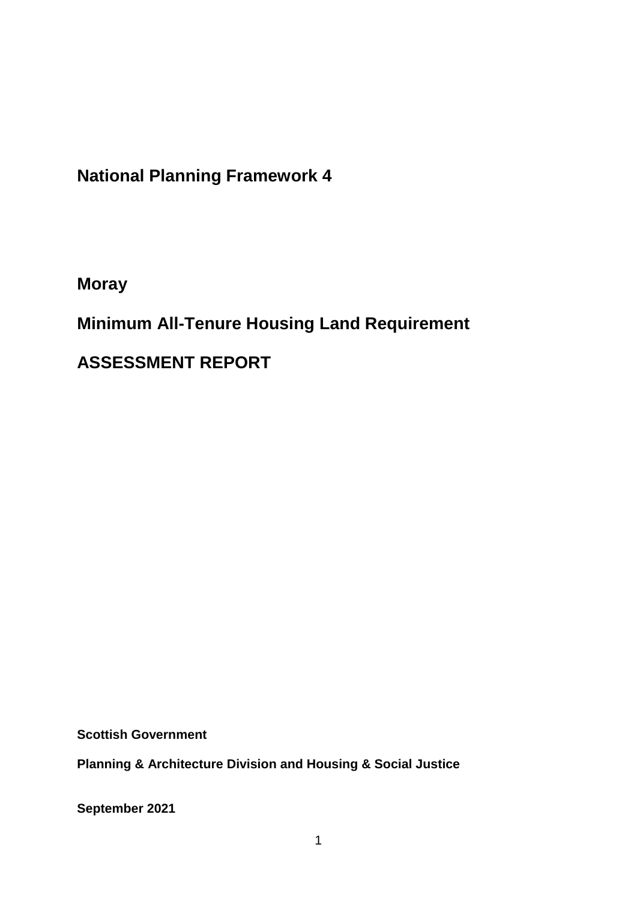# National Planning Framework 4

## Moray

## Minimum All-Tenure Housing Land Requirement

## ASSESSMENT REPORT

**Scottish Government**

**Planning & Architecture Division and Housing & Social Justice**

**September 2021**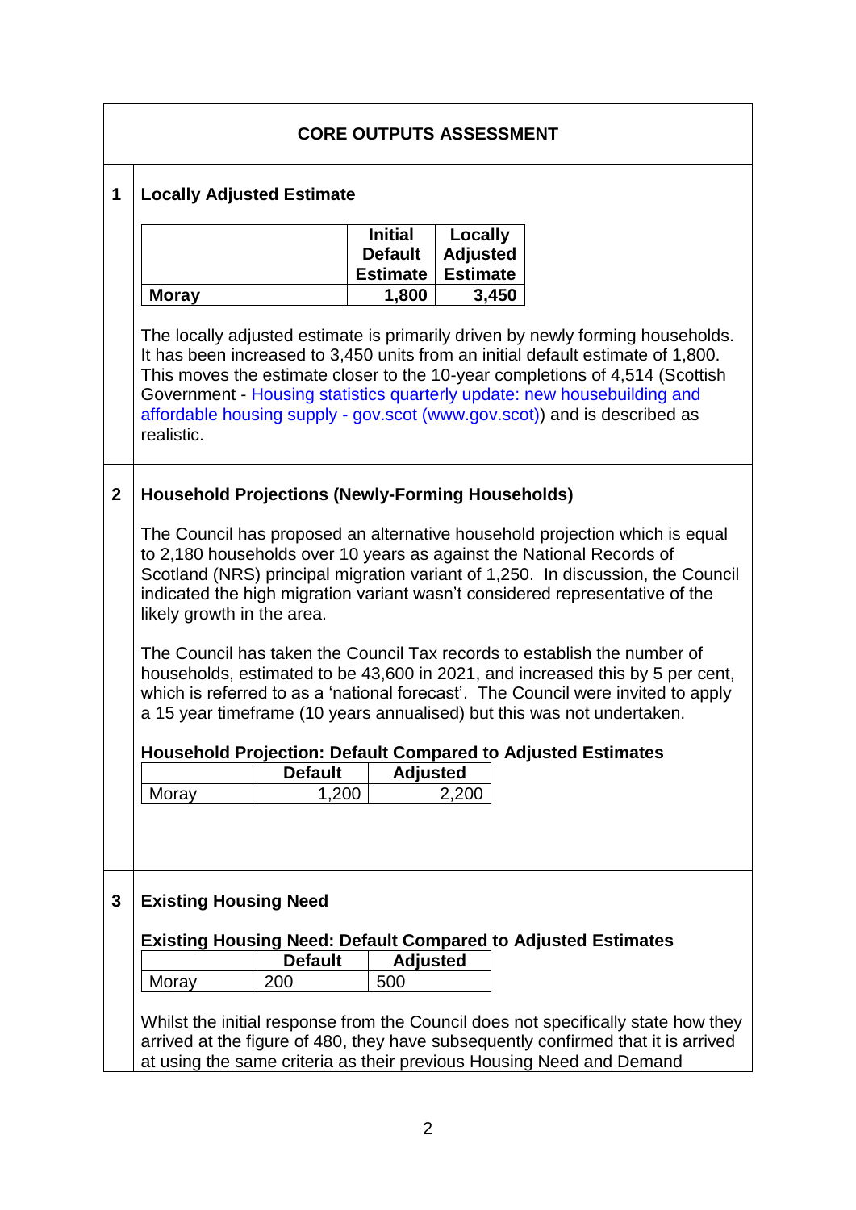## CORE OUTPUTS ASSESSMENT

### 1 Locally Adjusted Estimate

| | Initial Default Estimate | Locally Adjusted Estimate |
|---|---|---|
| **Moray** | **1,800** | **3,450** |

The locally adjusted estimate is primarily driven by newly forming households. It has been increased to 3,450 units from an initial default estimate of 1,800. This moves the estimate closer to the 10-year completions of 4,514 (Scottish Government - Housing statistics quarterly update: new housebuilding and affordable housing supply - gov.scot (www.gov.scot)) and is described as realistic.

### 2 Household Projections (Newly-Forming Households)

The Council has proposed an alternative household projection which is equal to 2,180 households over 10 years as against the National Records of Scotland (NRS) principal migration variant of 1,250. In discussion, the Council indicated the high migration variant wasn't considered representative of the likely growth in the area.

The Council has taken the Council Tax records to establish the number of households, estimated to be 43,600 in 2021, and increased this by 5 per cent, which is referred to as a 'national forecast'. The Council were invited to apply a 15 year timeframe (10 years annualised) but this was not undertaken.

**Household Projection: Default Compared to Adjusted Estimates**

| | Default | Adjusted |
|---|---|---|
| Moray | 1,200 | 2,200 |

### 3 Existing Housing Need

**Existing Housing Need: Default Compared to Adjusted Estimates**

| | Default | Adjusted |
|---|---|---|
| Moray | 200 | 500 |

Whilst the initial response from the Council does not specifically state how they arrived at the figure of 480, they have subsequently confirmed that it is arrived at using the same criteria as their previous Housing Need and Demand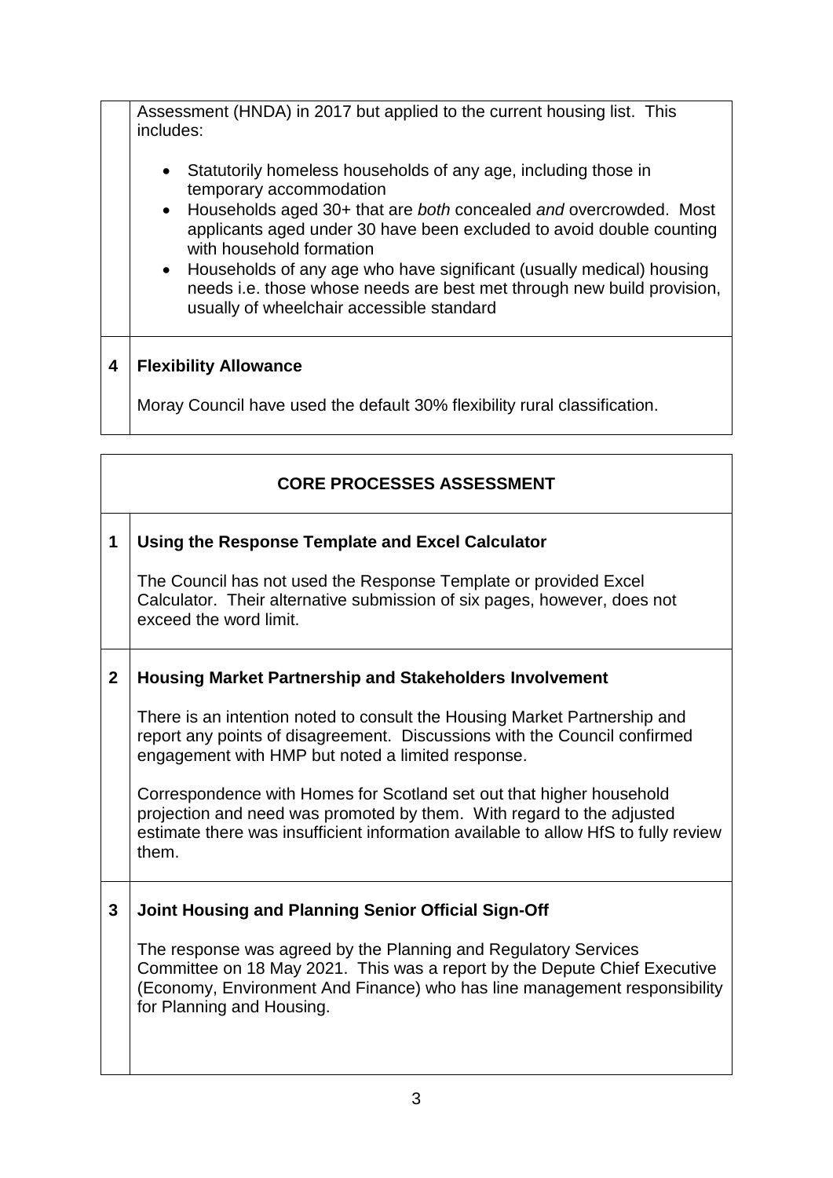Assessment (HNDA) in 2017 but applied to the current housing list. This includes:

- Statutorily homeless households of any age, including those in temporary accommodation
- Households aged 30+ that are *both* concealed *and* overcrowded. Most applicants aged under 30 have been excluded to avoid double counting with household formation
- Households of any age who have significant (usually medical) housing needs i.e. those whose needs are best met through new build provision, usually of wheelchair accessible standard

**4 Flexibility Allowance**

Moray Council have used the default 30% flexibility rural classification.

## CORE PROCESSES ASSESSMENT

**1 Using the Response Template and Excel Calculator**

The Council has not used the Response Template or provided Excel Calculator. Their alternative submission of six pages, however, does not exceed the word limit.

**2 Housing Market Partnership and Stakeholders Involvement**

There is an intention noted to consult the Housing Market Partnership and report any points of disagreement. Discussions with the Council confirmed engagement with HMP but noted a limited response.

Correspondence with Homes for Scotland set out that higher household projection and need was promoted by them. With regard to the adjusted estimate there was insufficient information available to allow HfS to fully review them.

**3 Joint Housing and Planning Senior Official Sign-Off**

The response was agreed by the Planning and Regulatory Services Committee on 18 May 2021. This was a report by the Depute Chief Executive (Economy, Environment And Finance) who has line management responsibility for Planning and Housing.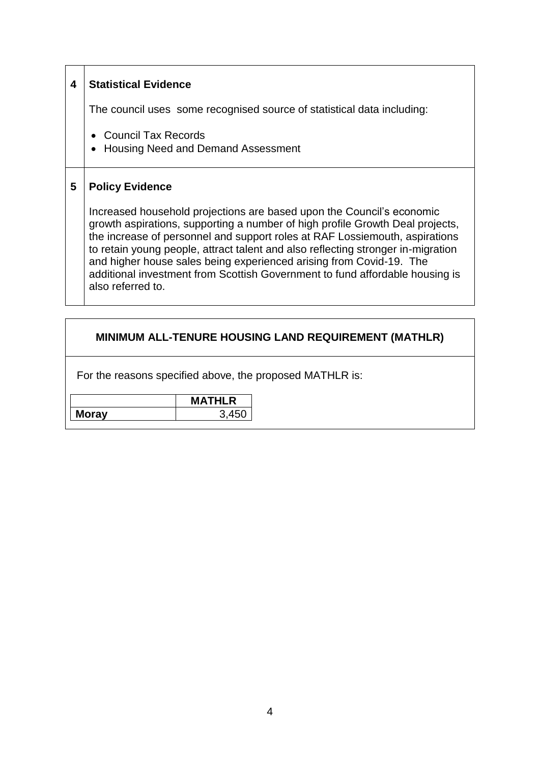## 4 Statistical Evidence

The council uses some recognised source of statistical data including:

- Council Tax Records
- Housing Need and Demand Assessment

## 5 Policy Evidence

Increased household projections are based upon the Council's economic growth aspirations, supporting a number of high profile Growth Deal projects, the increase of personnel and support roles at RAF Lossiemouth, aspirations to retain young people, attract talent and also reflecting stronger in-migration and higher house sales being experienced arising from Covid-19. The additional investment from Scottish Government to fund affordable housing is also referred to.

## MINIMUM ALL-TENURE HOUSING LAND REQUIREMENT (MATHLR)

For the reasons specified above, the proposed MATHLR is:

| | **MATHLR** |
|---|---|
| **Moray** | 3,450 |